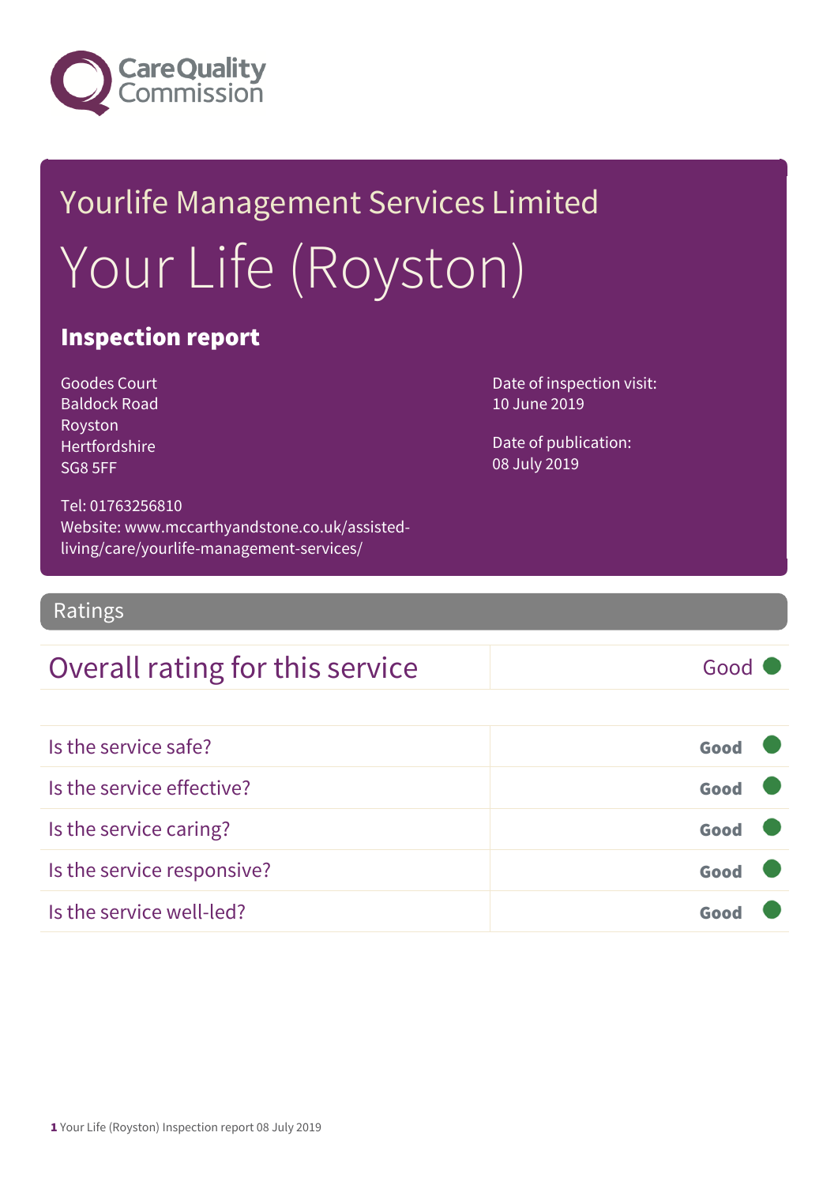Care Quality Commission

# Yourlife Management Services Limited

# Your Life (Royston)

## Inspection report

Goodes Court
Baldock Road
Royston
Hertfordshire
SG8 5FF

Tel: 01763256810
Website: www.mccarthyandstone.co.uk/assisted-living/care/yourlife-management-services/

Date of inspection visit:
10 June 2019

Date of publication:
08 July 2019

## Ratings

| Overall rating for this service | Good |
|---|---|

| | |
|---|---|
| Is the service safe? | Good |
| Is the service effective? | Good |
| Is the service caring? | Good |
| Is the service responsive? | Good |
| Is the service well-led? | Good |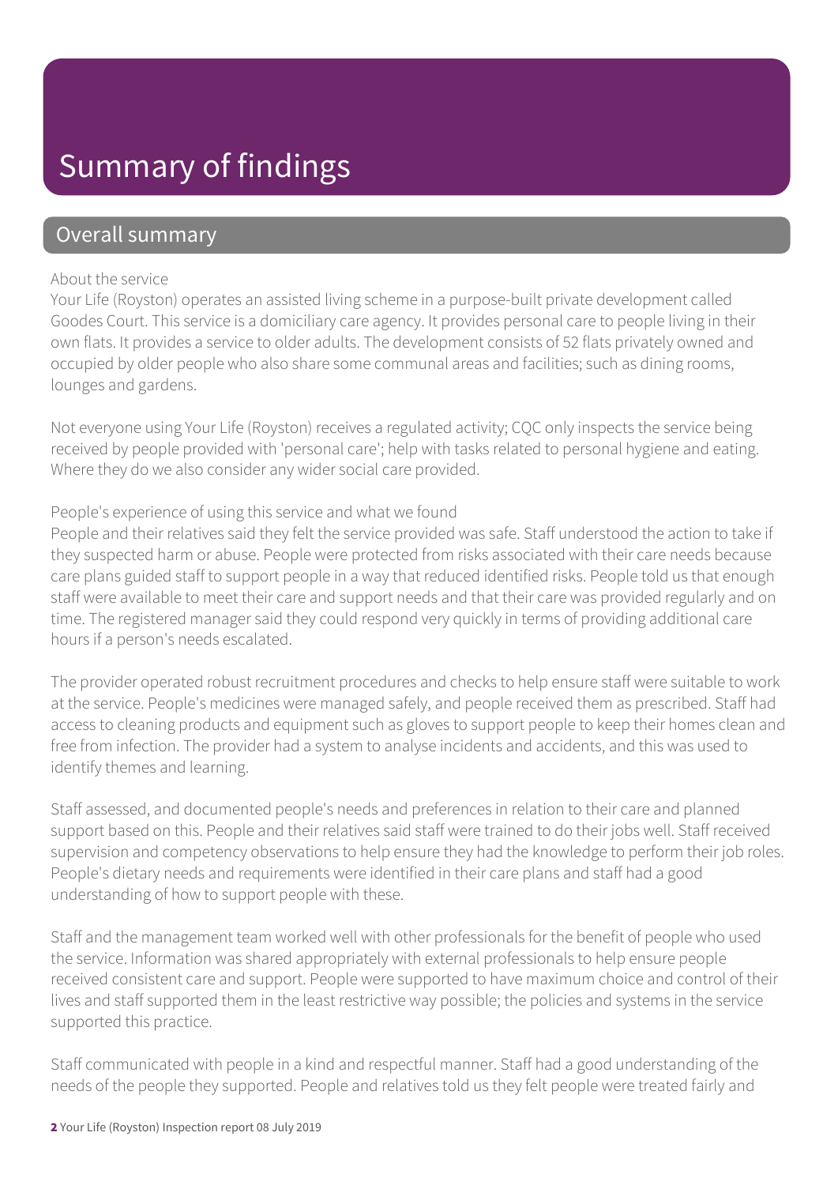# Summary of findings

## Overall summary

About the service

Your Life (Royston) operates an assisted living scheme in a purpose-built private development called Goodes Court. This service is a domiciliary care agency. It provides personal care to people living in their own flats. It provides a service to older adults. The development consists of 52 flats privately owned and occupied by older people who also share some communal areas and facilities; such as dining rooms, lounges and gardens.

Not everyone using Your Life (Royston) receives a regulated activity; CQC only inspects the service being received by people provided with 'personal care'; help with tasks related to personal hygiene and eating. Where they do we also consider any wider social care provided.

People's experience of using this service and what we found

People and their relatives said they felt the service provided was safe. Staff understood the action to take if they suspected harm or abuse. People were protected from risks associated with their care needs because care plans guided staff to support people in a way that reduced identified risks. People told us that enough staff were available to meet their care and support needs and that their care was provided regularly and on time. The registered manager said they could respond very quickly in terms of providing additional care hours if a person's needs escalated.

The provider operated robust recruitment procedures and checks to help ensure staff were suitable to work at the service. People's medicines were managed safely, and people received them as prescribed. Staff had access to cleaning products and equipment such as gloves to support people to keep their homes clean and free from infection. The provider had a system to analyse incidents and accidents, and this was used to identify themes and learning.

Staff assessed, and documented people's needs and preferences in relation to their care and planned support based on this. People and their relatives said staff were trained to do their jobs well. Staff received supervision and competency observations to help ensure they had the knowledge to perform their job roles. People's dietary needs and requirements were identified in their care plans and staff had a good understanding of how to support people with these.

Staff and the management team worked well with other professionals for the benefit of people who used the service. Information was shared appropriately with external professionals to help ensure people received consistent care and support. People were supported to have maximum choice and control of their lives and staff supported them in the least restrictive way possible; the policies and systems in the service supported this practice.

Staff communicated with people in a kind and respectful manner. Staff had a good understanding of the needs of the people they supported. People and relatives told us they felt people were treated fairly and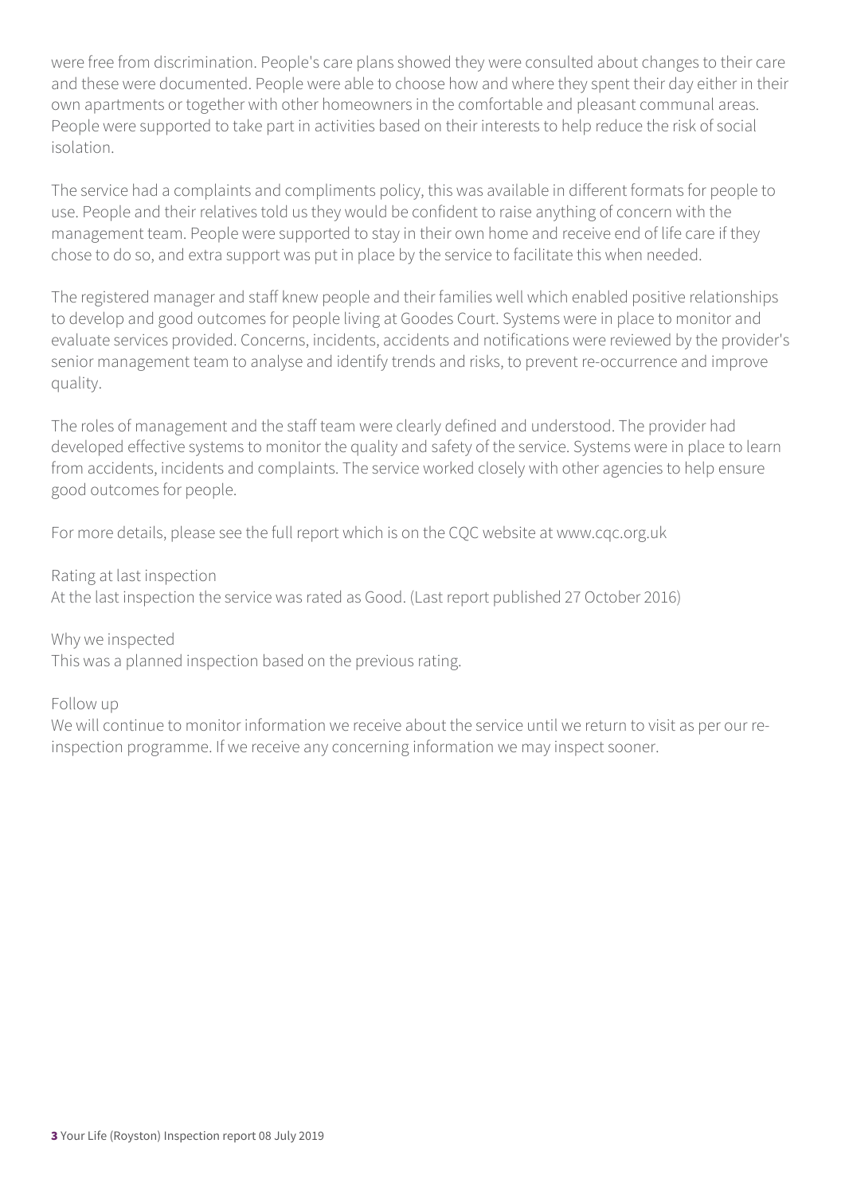were free from discrimination. People's care plans showed they were consulted about changes to their care and these were documented. People were able to choose how and where they spent their day either in their own apartments or together with other homeowners in the comfortable and pleasant communal areas. People were supported to take part in activities based on their interests to help reduce the risk of social isolation.

The service had a complaints and compliments policy, this was available in different formats for people to use. People and their relatives told us they would be confident to raise anything of concern with the management team. People were supported to stay in their own home and receive end of life care if they chose to do so, and extra support was put in place by the service to facilitate this when needed.

The registered manager and staff knew people and their families well which enabled positive relationships to develop and good outcomes for people living at Goodes Court. Systems were in place to monitor and evaluate services provided. Concerns, incidents, accidents and notifications were reviewed by the provider's senior management team to analyse and identify trends and risks, to prevent re-occurrence and improve quality.

The roles of management and the staff team were clearly defined and understood. The provider had developed effective systems to monitor the quality and safety of the service. Systems were in place to learn from accidents, incidents and complaints. The service worked closely with other agencies to help ensure good outcomes for people.

For more details, please see the full report which is on the CQC website at www.cqc.org.uk

Rating at last inspection
At the last inspection the service was rated as Good. (Last report published 27 October 2016)

Why we inspected
This was a planned inspection based on the previous rating.

Follow up
We will continue to monitor information we receive about the service until we return to visit as per our re-inspection programme. If we receive any concerning information we may inspect sooner.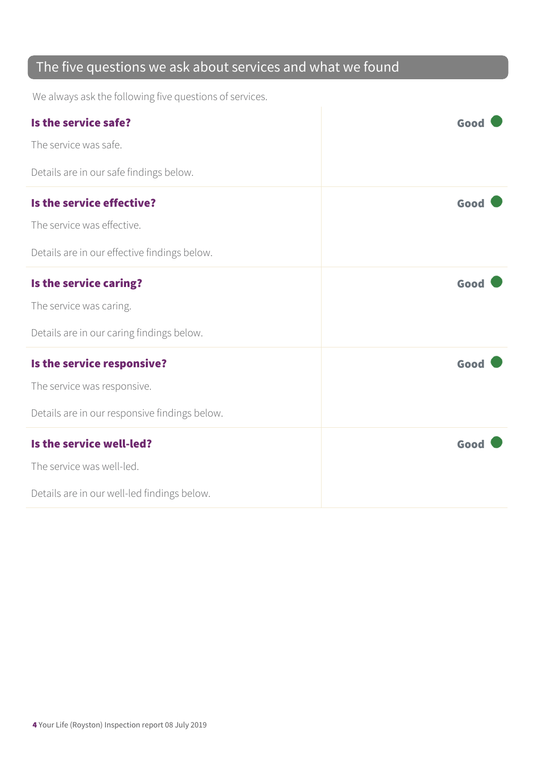## The five questions we ask about services and what we found

We always ask the following five questions of services.

**Is the service safe?** — **Good**

The service was safe.

Details are in our safe findings below.

**Is the service effective?** — **Good**

The service was effective.

Details are in our effective findings below.

**Is the service caring?** — **Good**

The service was caring.

Details are in our caring findings below.

**Is the service responsive?** — **Good**

The service was responsive.

Details are in our responsive findings below.

**Is the service well-led?** — **Good**

The service was well-led.

Details are in our well-led findings below.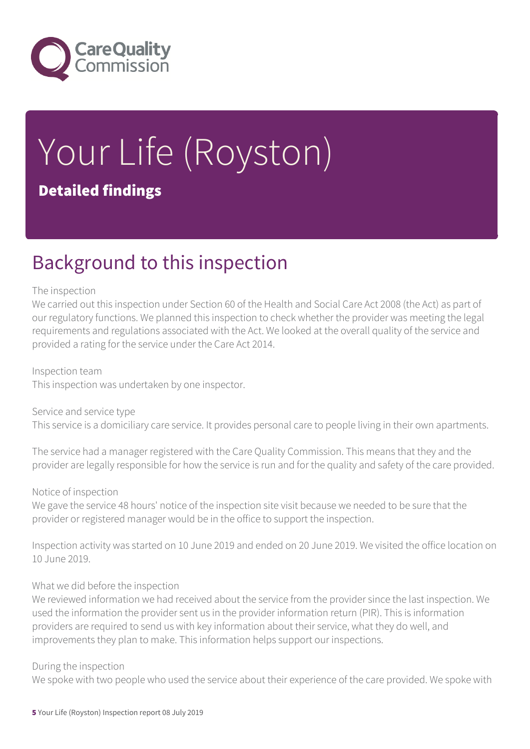# Your Life (Royston)

**Detailed findings**

## Background to this inspection

The inspection
We carried out this inspection under Section 60 of the Health and Social Care Act 2008 (the Act) as part of our regulatory functions. We planned this inspection to check whether the provider was meeting the legal requirements and regulations associated with the Act. We looked at the overall quality of the service and provided a rating for the service under the Care Act 2014.

Inspection team
This inspection was undertaken by one inspector.

Service and service type
This service is a domiciliary care service. It provides personal care to people living in their own apartments.

The service had a manager registered with the Care Quality Commission. This means that they and the provider are legally responsible for how the service is run and for the quality and safety of the care provided.

Notice of inspection
We gave the service 48 hours' notice of the inspection site visit because we needed to be sure that the provider or registered manager would be in the office to support the inspection.

Inspection activity was started on 10 June 2019 and ended on 20 June 2019. We visited the office location on 10 June 2019.

What we did before the inspection
We reviewed information we had received about the service from the provider since the last inspection. We used the information the provider sent us in the provider information return (PIR). This is information providers are required to send us with key information about their service, what they do well, and improvements they plan to make. This information helps support our inspections.

During the inspection
We spoke with two people who used the service about their experience of the care provided. We spoke with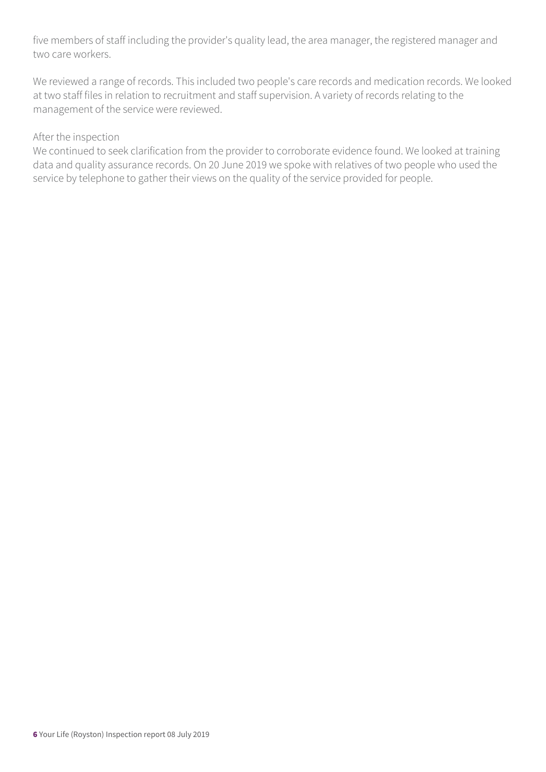five members of staff including the provider's quality lead, the area manager, the registered manager and two care workers.

We reviewed a range of records. This included two people's care records and medication records. We looked at two staff files in relation to recruitment and staff supervision. A variety of records relating to the management of the service were reviewed.

After the inspection
We continued to seek clarification from the provider to corroborate evidence found. We looked at training data and quality assurance records. On 20 June 2019 we spoke with relatives of two people who used the service by telephone to gather their views on the quality of the service provided for people.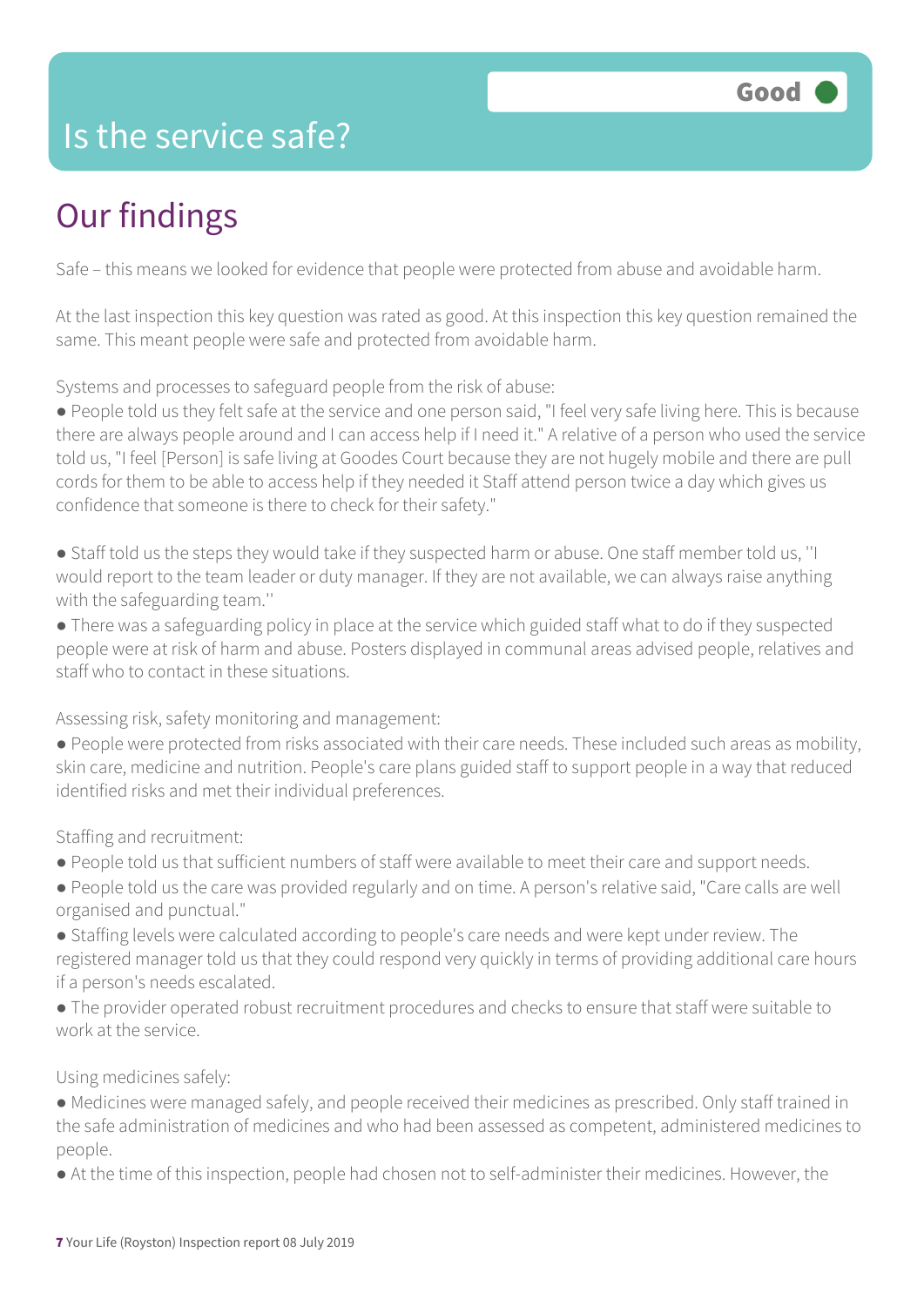# Is the service safe?

**Good**

## Our findings

Safe – this means we looked for evidence that people were protected from abuse and avoidable harm.

At the last inspection this key question was rated as good. At this inspection this key question remained the same. This meant people were safe and protected from avoidable harm.

Systems and processes to safeguard people from the risk of abuse:

- People told us they felt safe at the service and one person said, "I feel very safe living here. This is because there are always people around and I can access help if I need it." A relative of a person who used the service told us, "I feel [Person] is safe living at Goodes Court because they are not hugely mobile and there are pull cords for them to be able to access help if they needed it Staff attend person twice a day which gives us confidence that someone is there to check for their safety."

- Staff told us the steps they would take if they suspected harm or abuse. One staff member told us, ''I would report to the team leader or duty manager. If they are not available, we can always raise anything with the safeguarding team.''
- There was a safeguarding policy in place at the service which guided staff what to do if they suspected people were at risk of harm and abuse. Posters displayed in communal areas advised people, relatives and staff who to contact in these situations.

Assessing risk, safety monitoring and management:

- People were protected from risks associated with their care needs. These included such areas as mobility, skin care, medicine and nutrition. People's care plans guided staff to support people in a way that reduced identified risks and met their individual preferences.

Staffing and recruitment:

- People told us that sufficient numbers of staff were available to meet their care and support needs.
- People told us the care was provided regularly and on time. A person's relative said, "Care calls are well organised and punctual."
- Staffing levels were calculated according to people's care needs and were kept under review. The registered manager told us that they could respond very quickly in terms of providing additional care hours if a person's needs escalated.
- The provider operated robust recruitment procedures and checks to ensure that staff were suitable to work at the service.

Using medicines safely:

- Medicines were managed safely, and people received their medicines as prescribed. Only staff trained in the safe administration of medicines and who had been assessed as competent, administered medicines to people.
- At the time of this inspection, people had chosen not to self-administer their medicines. However, the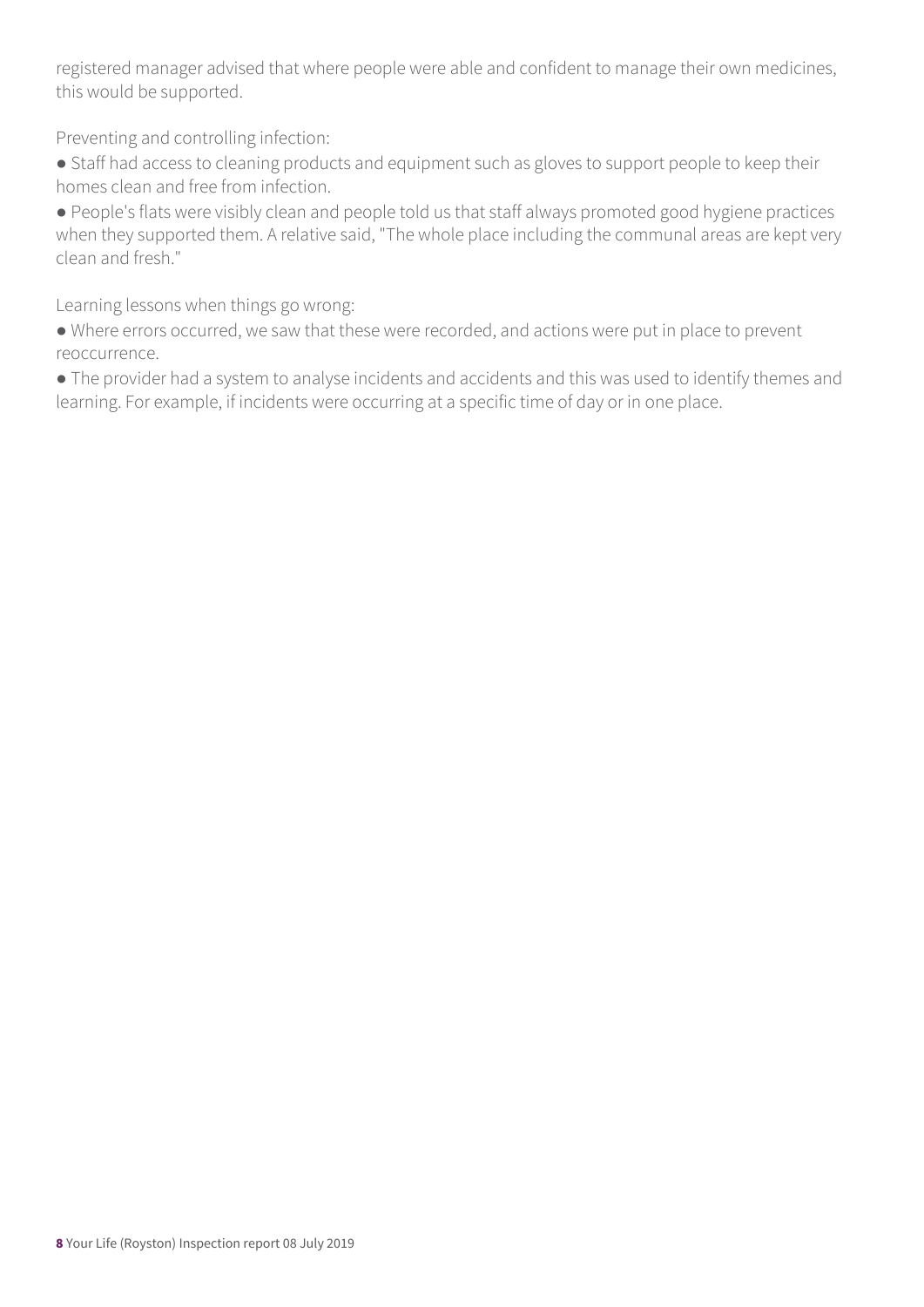registered manager advised that where people were able and confident to manage their own medicines, this would be supported.

Preventing and controlling infection:

- Staff had access to cleaning products and equipment such as gloves to support people to keep their homes clean and free from infection.
- People's flats were visibly clean and people told us that staff always promoted good hygiene practices when they supported them. A relative said, "The whole place including the communal areas are kept very clean and fresh."

Learning lessons when things go wrong:

- Where errors occurred, we saw that these were recorded, and actions were put in place to prevent reoccurrence.
- The provider had a system to analyse incidents and accidents and this was used to identify themes and learning. For example, if incidents were occurring at a specific time of day or in one place.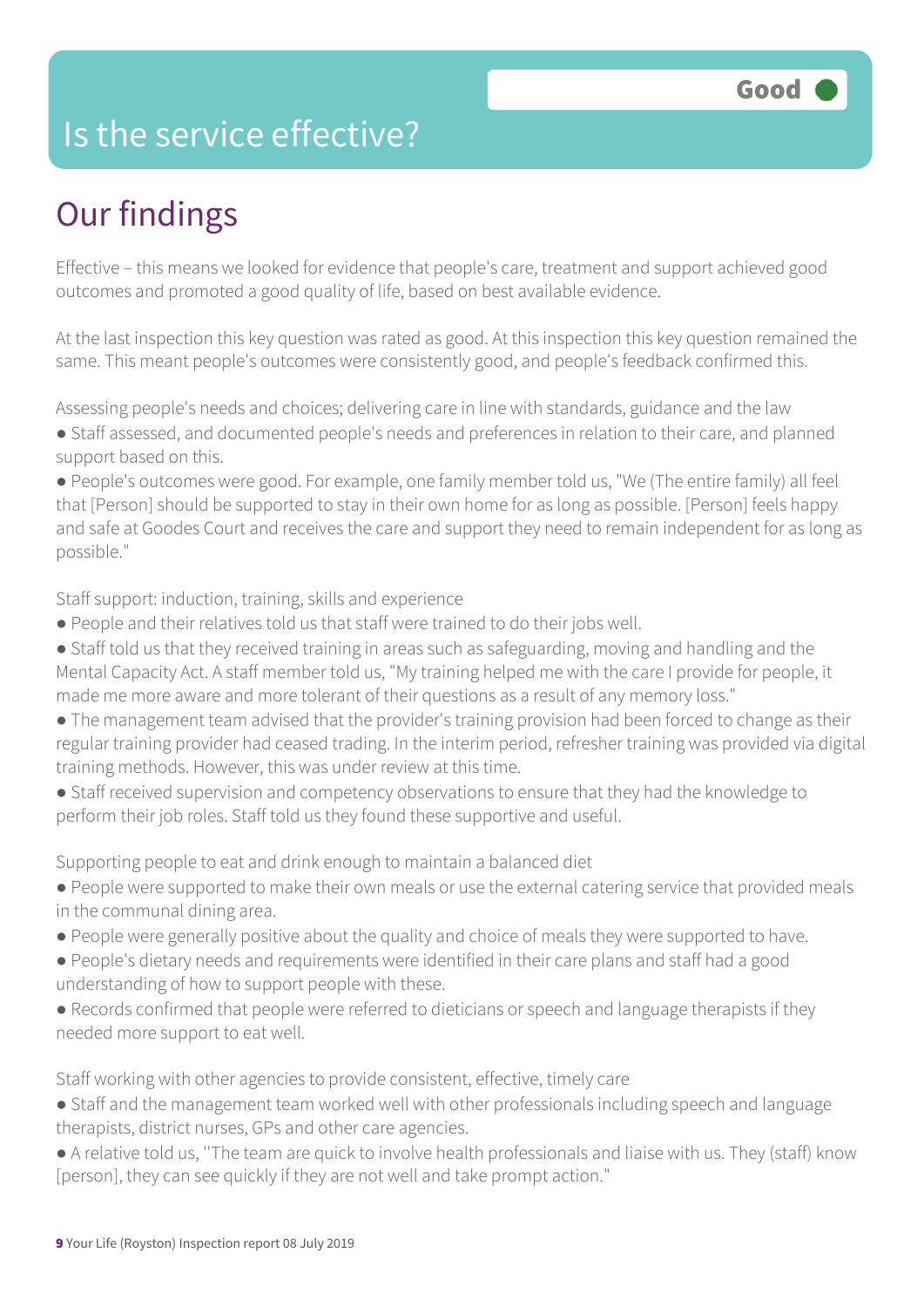# Is the service effective?

**Good**

## Our findings

Effective – this means we looked for evidence that people's care, treatment and support achieved good outcomes and promoted a good quality of life, based on best available evidence.

At the last inspection this key question was rated as good. At this inspection this key question remained the same. This meant people's outcomes were consistently good, and people's feedback confirmed this.

Assessing people's needs and choices; delivering care in line with standards, guidance and the law

- Staff assessed, and documented people's needs and preferences in relation to their care, and planned support based on this.
- People's outcomes were good. For example, one family member told us, "We (The entire family) all feel that [Person] should be supported to stay in their own home for as long as possible. [Person] feels happy and safe at Goodes Court and receives the care and support they need to remain independent for as long as possible."

Staff support: induction, training, skills and experience

- People and their relatives told us that staff were trained to do their jobs well.
- Staff told us that they received training in areas such as safeguarding, moving and handling and the Mental Capacity Act. A staff member told us, "My training helped me with the care I provide for people, it made me more aware and more tolerant of their questions as a result of any memory loss."
- The management team advised that the provider's training provision had been forced to change as their regular training provider had ceased trading. In the interim period, refresher training was provided via digital training methods. However, this was under review at this time.
- Staff received supervision and competency observations to ensure that they had the knowledge to perform their job roles. Staff told us they found these supportive and useful.

Supporting people to eat and drink enough to maintain a balanced diet

- People were supported to make their own meals or use the external catering service that provided meals in the communal dining area.
- People were generally positive about the quality and choice of meals they were supported to have.
- People's dietary needs and requirements were identified in their care plans and staff had a good understanding of how to support people with these.
- Records confirmed that people were referred to dieticians or speech and language therapists if they needed more support to eat well.

Staff working with other agencies to provide consistent, effective, timely care

- Staff and the management team worked well with other professionals including speech and language therapists, district nurses, GPs and other care agencies.
- A relative told us, "The team are quick to involve health professionals and liaise with us. They (staff) know [person], they can see quickly if they are not well and take prompt action."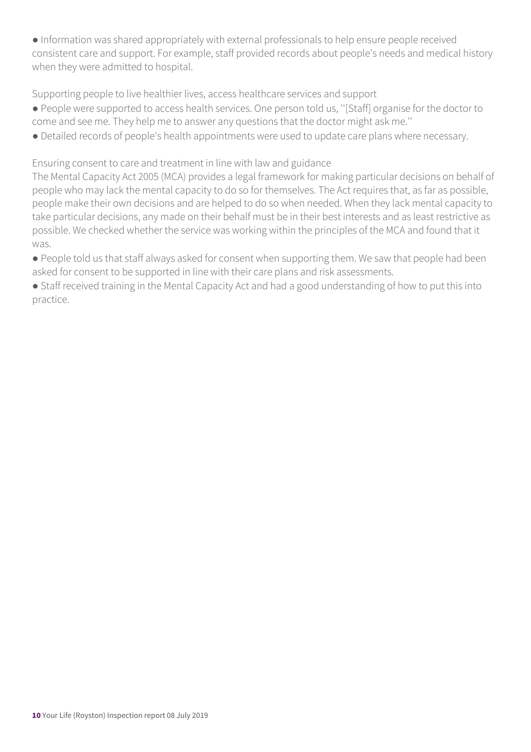- Information was shared appropriately with external professionals to help ensure people received consistent care and support. For example, staff provided records about people's needs and medical history when they were admitted to hospital.

Supporting people to live healthier lives, access healthcare services and support

- People were supported to access health services. One person told us, ''[Staff] organise for the doctor to come and see me. They help me to answer any questions that the doctor might ask me.''
- Detailed records of people's health appointments were used to update care plans where necessary.

Ensuring consent to care and treatment in line with law and guidance

The Mental Capacity Act 2005 (MCA) provides a legal framework for making particular decisions on behalf of people who may lack the mental capacity to do so for themselves. The Act requires that, as far as possible, people make their own decisions and are helped to do so when needed. When they lack mental capacity to take particular decisions, any made on their behalf must be in their best interests and as least restrictive as possible. We checked whether the service was working within the principles of the MCA and found that it was.

- People told us that staff always asked for consent when supporting them. We saw that people had been asked for consent to be supported in line with their care plans and risk assessments.
- Staff received training in the Mental Capacity Act and had a good understanding of how to put this into practice.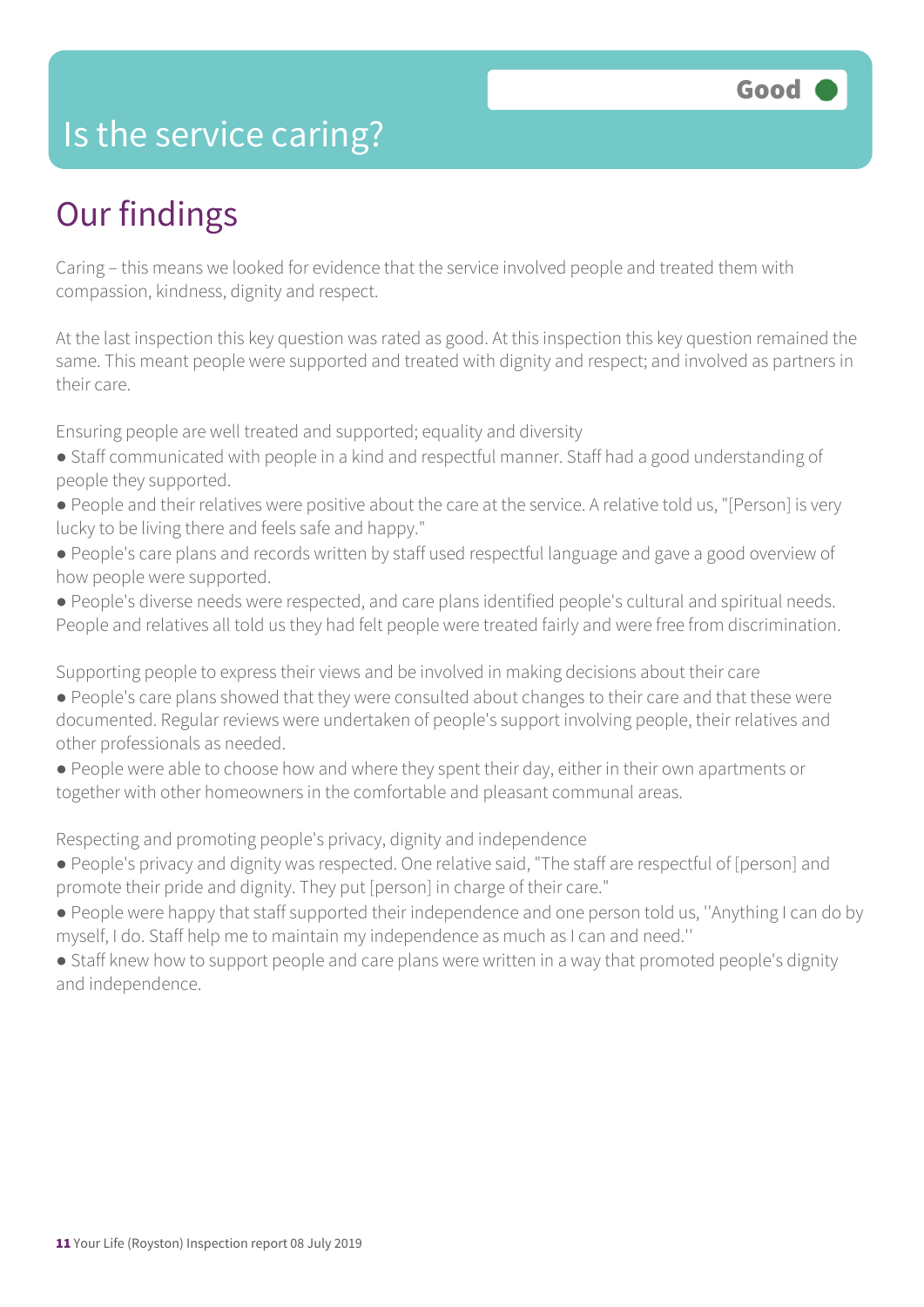# Is the service caring?

Good

## Our findings

Caring – this means we looked for evidence that the service involved people and treated them with compassion, kindness, dignity and respect.

At the last inspection this key question was rated as good. At this inspection this key question remained the same. This meant people were supported and treated with dignity and respect; and involved as partners in their care.

Ensuring people are well treated and supported; equality and diversity

- Staff communicated with people in a kind and respectful manner. Staff had a good understanding of people they supported.
- People and their relatives were positive about the care at the service. A relative told us, "[Person] is very lucky to be living there and feels safe and happy."
- People's care plans and records written by staff used respectful language and gave a good overview of how people were supported.
- People's diverse needs were respected, and care plans identified people's cultural and spiritual needs. People and relatives all told us they had felt people were treated fairly and were free from discrimination.

Supporting people to express their views and be involved in making decisions about their care

- People's care plans showed that they were consulted about changes to their care and that these were documented. Regular reviews were undertaken of people's support involving people, their relatives and other professionals as needed.
- People were able to choose how and where they spent their day, either in their own apartments or together with other homeowners in the comfortable and pleasant communal areas.

Respecting and promoting people's privacy, dignity and independence

- People's privacy and dignity was respected. One relative said, "The staff are respectful of [person] and promote their pride and dignity. They put [person] in charge of their care."
- People were happy that staff supported their independence and one person told us, ''Anything I can do by myself, I do. Staff help me to maintain my independence as much as I can and need.''
- Staff knew how to support people and care plans were written in a way that promoted people's dignity and independence.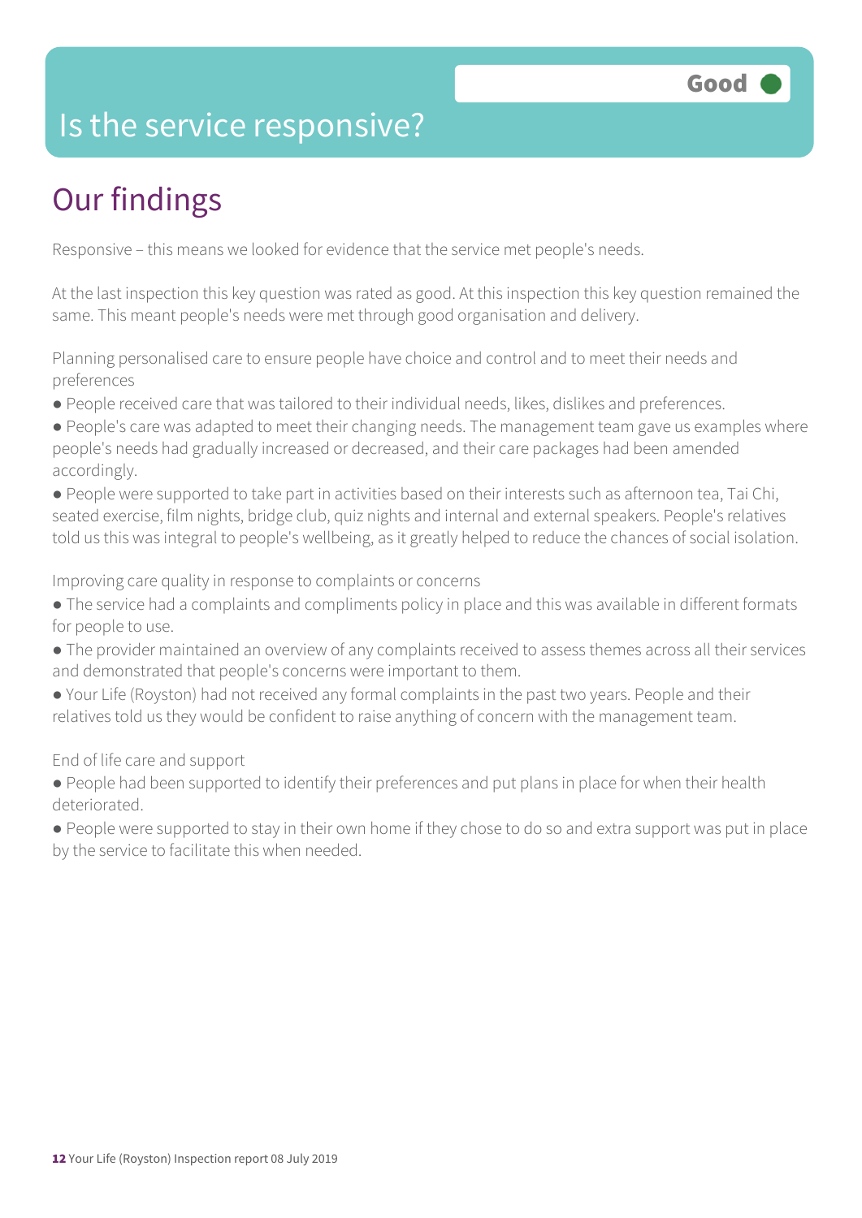Good

# Is the service responsive?

## Our findings

Responsive – this means we looked for evidence that the service met people's needs.

At the last inspection this key question was rated as good. At this inspection this key question remained the same. This meant people's needs were met through good organisation and delivery.

Planning personalised care to ensure people have choice and control and to meet their needs and preferences

- People received care that was tailored to their individual needs, likes, dislikes and preferences.
- People's care was adapted to meet their changing needs. The management team gave us examples where people's needs had gradually increased or decreased, and their care packages had been amended accordingly.
- People were supported to take part in activities based on their interests such as afternoon tea, Tai Chi, seated exercise, film nights, bridge club, quiz nights and internal and external speakers. People's relatives told us this was integral to people's wellbeing, as it greatly helped to reduce the chances of social isolation.

Improving care quality in response to complaints or concerns

- The service had a complaints and compliments policy in place and this was available in different formats for people to use.
- The provider maintained an overview of any complaints received to assess themes across all their services and demonstrated that people's concerns were important to them.
- Your Life (Royston) had not received any formal complaints in the past two years. People and their relatives told us they would be confident to raise anything of concern with the management team.

End of life care and support

- People had been supported to identify their preferences and put plans in place for when their health deteriorated.
- People were supported to stay in their own home if they chose to do so and extra support was put in place by the service to facilitate this when needed.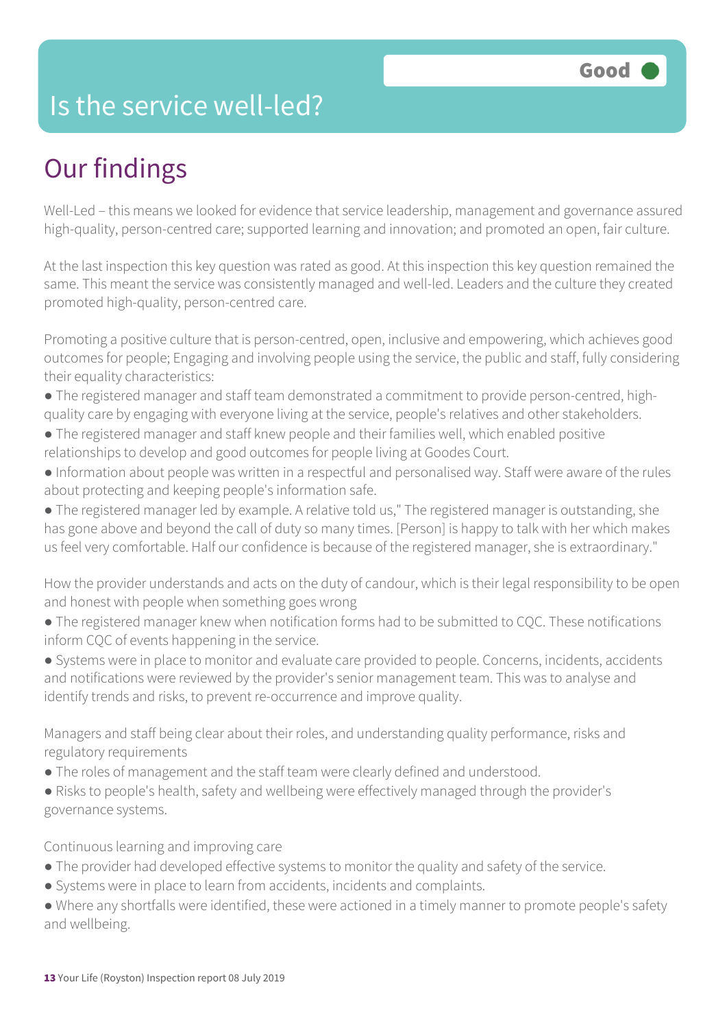# Is the service well-led?

**Good** ●

## Our findings

Well-Led – this means we looked for evidence that service leadership, management and governance assured high-quality, person-centred care; supported learning and innovation; and promoted an open, fair culture.

At the last inspection this key question was rated as good. At this inspection this key question remained the same. This meant the service was consistently managed and well-led. Leaders and the culture they created promoted high-quality, person-centred care.

Promoting a positive culture that is person-centred, open, inclusive and empowering, which achieves good outcomes for people; Engaging and involving people using the service, the public and staff, fully considering their equality characteristics:

- The registered manager and staff team demonstrated a commitment to provide person-centred, high-quality care by engaging with everyone living at the service, people's relatives and other stakeholders.
- The registered manager and staff knew people and their families well, which enabled positive relationships to develop and good outcomes for people living at Goodes Court.
- Information about people was written in a respectful and personalised way. Staff were aware of the rules about protecting and keeping people's information safe.
- The registered manager led by example. A relative told us," The registered manager is outstanding, she has gone above and beyond the call of duty so many times. [Person] is happy to talk with her which makes us feel very comfortable. Half our confidence is because of the registered manager, she is extraordinary."

How the provider understands and acts on the duty of candour, which is their legal responsibility to be open and honest with people when something goes wrong

- The registered manager knew when notification forms had to be submitted to CQC. These notifications inform CQC of events happening in the service.
- Systems were in place to monitor and evaluate care provided to people. Concerns, incidents, accidents and notifications were reviewed by the provider's senior management team. This was to analyse and identify trends and risks, to prevent re-occurrence and improve quality.

Managers and staff being clear about their roles, and understanding quality performance, risks and regulatory requirements

- The roles of management and the staff team were clearly defined and understood.
- Risks to people's health, safety and wellbeing were effectively managed through the provider's governance systems.

Continuous learning and improving care

- The provider had developed effective systems to monitor the quality and safety of the service.
- Systems were in place to learn from accidents, incidents and complaints.
- Where any shortfalls were identified, these were actioned in a timely manner to promote people's safety and wellbeing.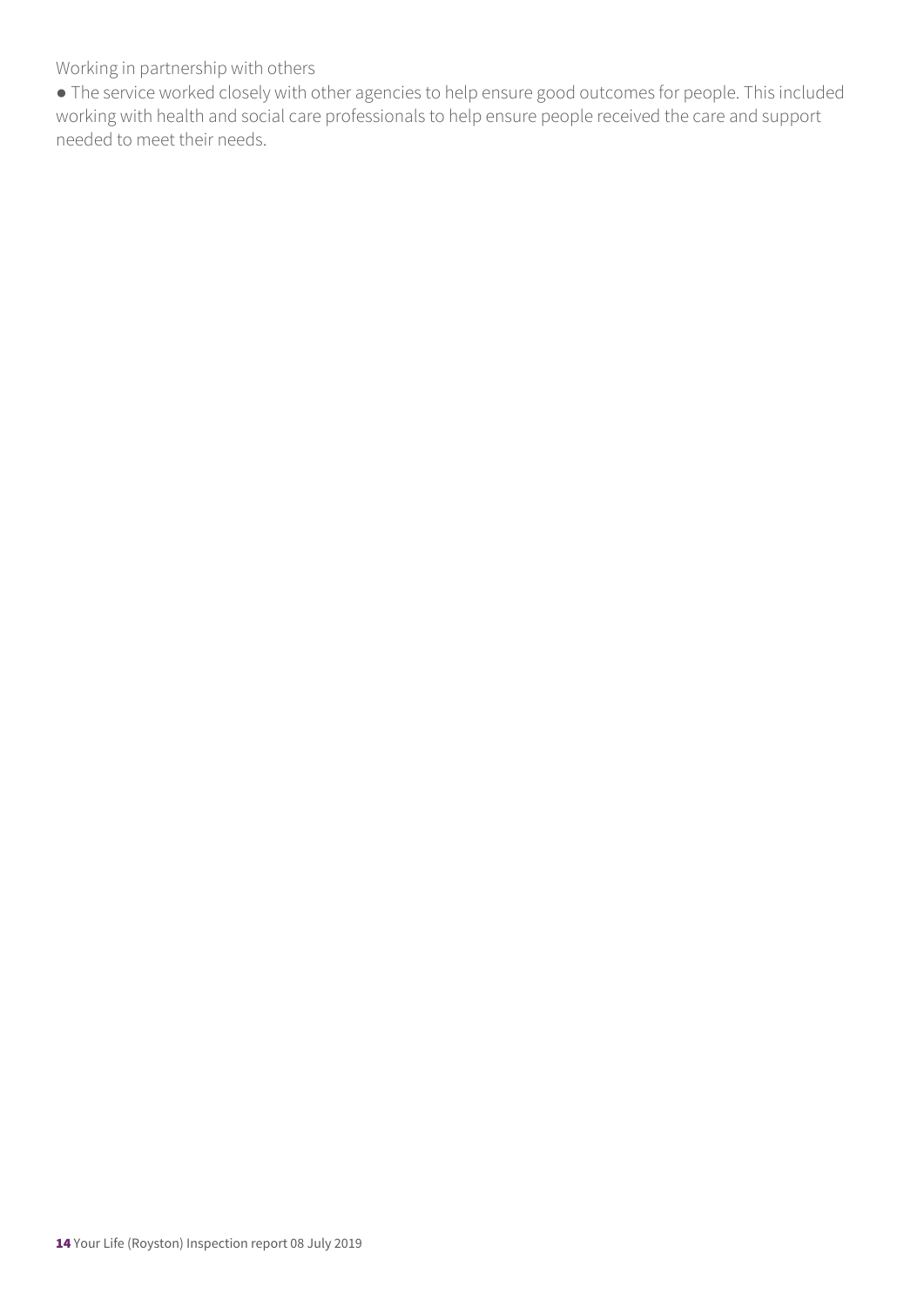Working in partnership with others

● The service worked closely with other agencies to help ensure good outcomes for people. This included working with health and social care professionals to help ensure people received the care and support needed to meet their needs.